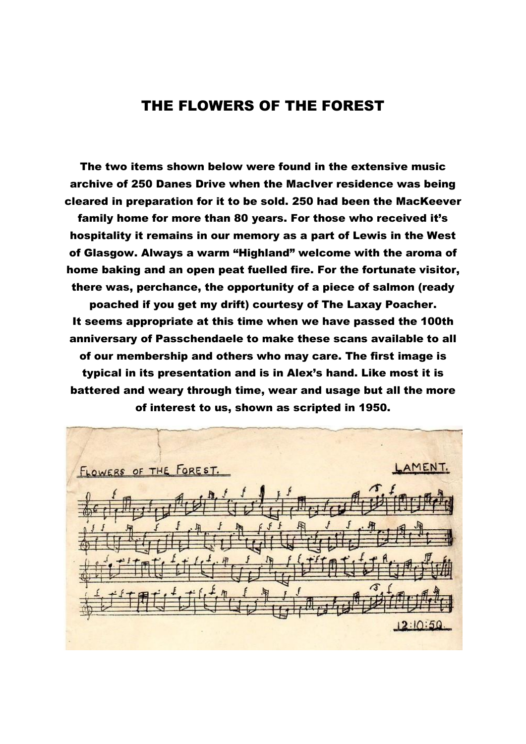# THE FLOWERS OF THE FOREST

**The two items shown below were found in the extensive music archive of 250 Danes Drive when the MacIver residence was being cleared in preparation for it to be sold. 250 had been the MacKeever family home for more than 80 years. For those who received it's hospitality it remains in our memory as a part of Lewis in the West of Glasgow. Always a warm "Highland" welcome with the aroma of home baking and an open peat fuelled fire. For the fortunate visitor, there was, perchance, the opportunity of a piece of salmon (ready poached if you get my drift) courtesy of The Laxay Poacher. It seems appropriate at this time when we have passed the 100th anniversary of Passchendaele to make these scans available to all of our membership and others who may care. The first image is typical in its presentation and is in Alex's hand. Like most it is battered and weary through time, wear and usage but all the more of interest to us, shown as scripted in 1950.**

FLOWERS OF THE FOREST. LAMENT.

12:10:50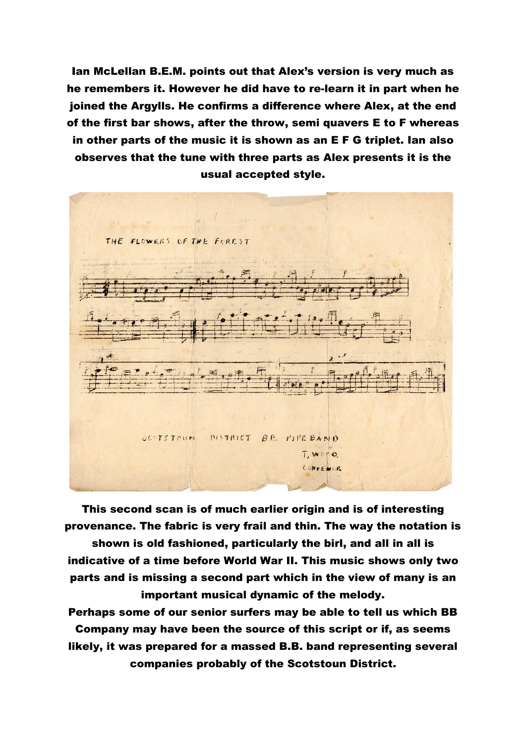**Ian McLellan B.E.M. points out that Alex's version is very much as he remembers it. However he did have to re-learn it in part when he joined the Argylls. He confirms a difference where Alex, at the end of the first bar shows, after the throw, semi quavers E to F whereas in other parts of the music it is shown as an E F G triplet. Ian also observes that the tune with three parts as Alex presents it is the usual accepted style.**

**This second scan is of much earlier origin and is of interesting provenance. The fabric is very frail and thin. The way the notation is shown is old fashioned, particularly the birl, and all in all is indicative of a time before World War II. This music shows only two parts and is missing a second part which in the view of many is an important musical dynamic of the melody.**

**Perhaps some of our senior surfers may be able to tell us which BB Company may have been the source of this script or if, as seems likely, it was prepared for a massed B.B. band representing several companies probably of the Scotstoun District.**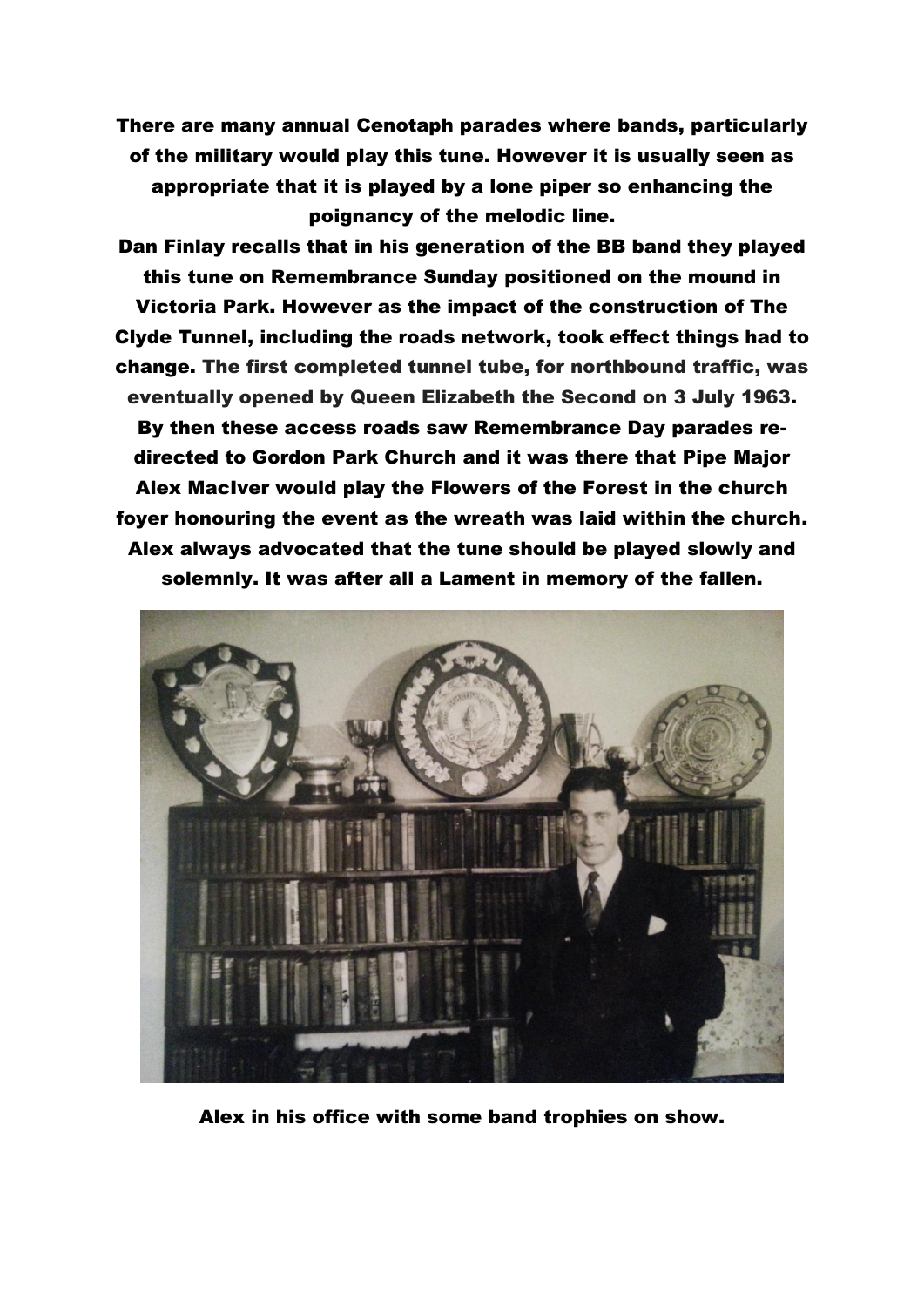There are many annual Cenotaph parades where bands, particularly of the military would play this tune. However it is usually seen as appropriate that it is played by a lone piper so enhancing the poignancy of the melodic line.

Dan Finlay recalls that in his generation of the BB band they played this tune on Remembrance Sunday positioned on the mound in Victoria Park. However as the impact of the construction of The Clyde Tunnel, including the roads network, took effect things had to change. The first completed tunnel tube, for northbound traffic, was eventually opened by Queen Elizabeth the Second on 3 July 1963. By then these access roads saw Remembrance Day parades re-directed to Gordon Park Church and it was there that Pipe Major Alex MacIver would play the Flowers of the Forest in the church foyer honouring the event as the wreath was laid within the church. Alex always advocated that the tune should be played slowly and solemnly. It was after all a Lament in memory of the fallen.

Alex in his office with some band trophies on show.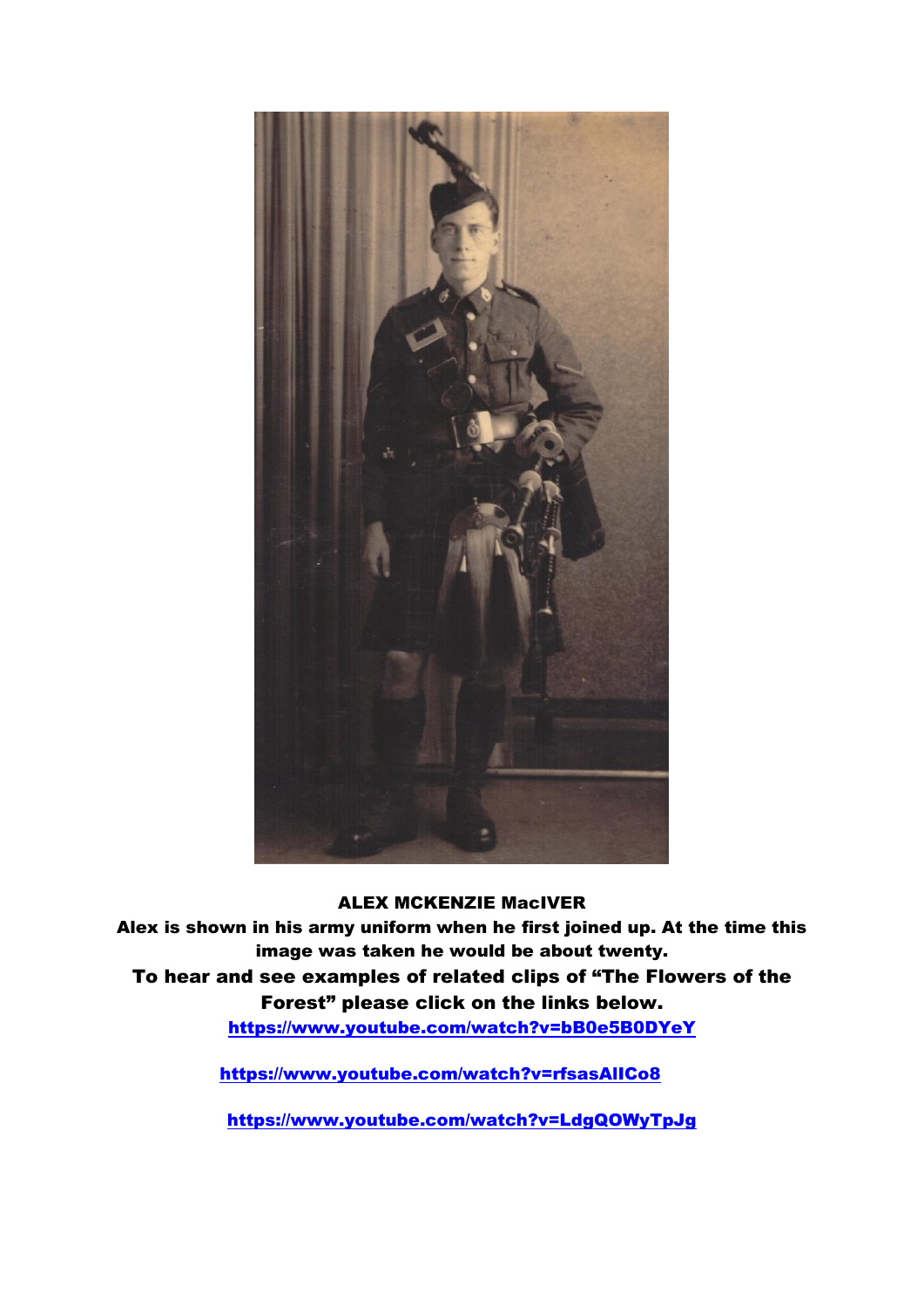**ALEX MCKENZIE MacIVER**

**Alex is shown in his army uniform when he first joined up. At the time this image was taken he would be about twenty.**

**To hear and see examples of related clips of "The Flowers of the Forest" please click on the links below.**

https://www.youtube.com/watch?v=bB0e5B0DYeY

https://www.youtube.com/watch?v=rfsasAIICo8

https://www.youtube.com/watch?v=LdgQOWyTpJg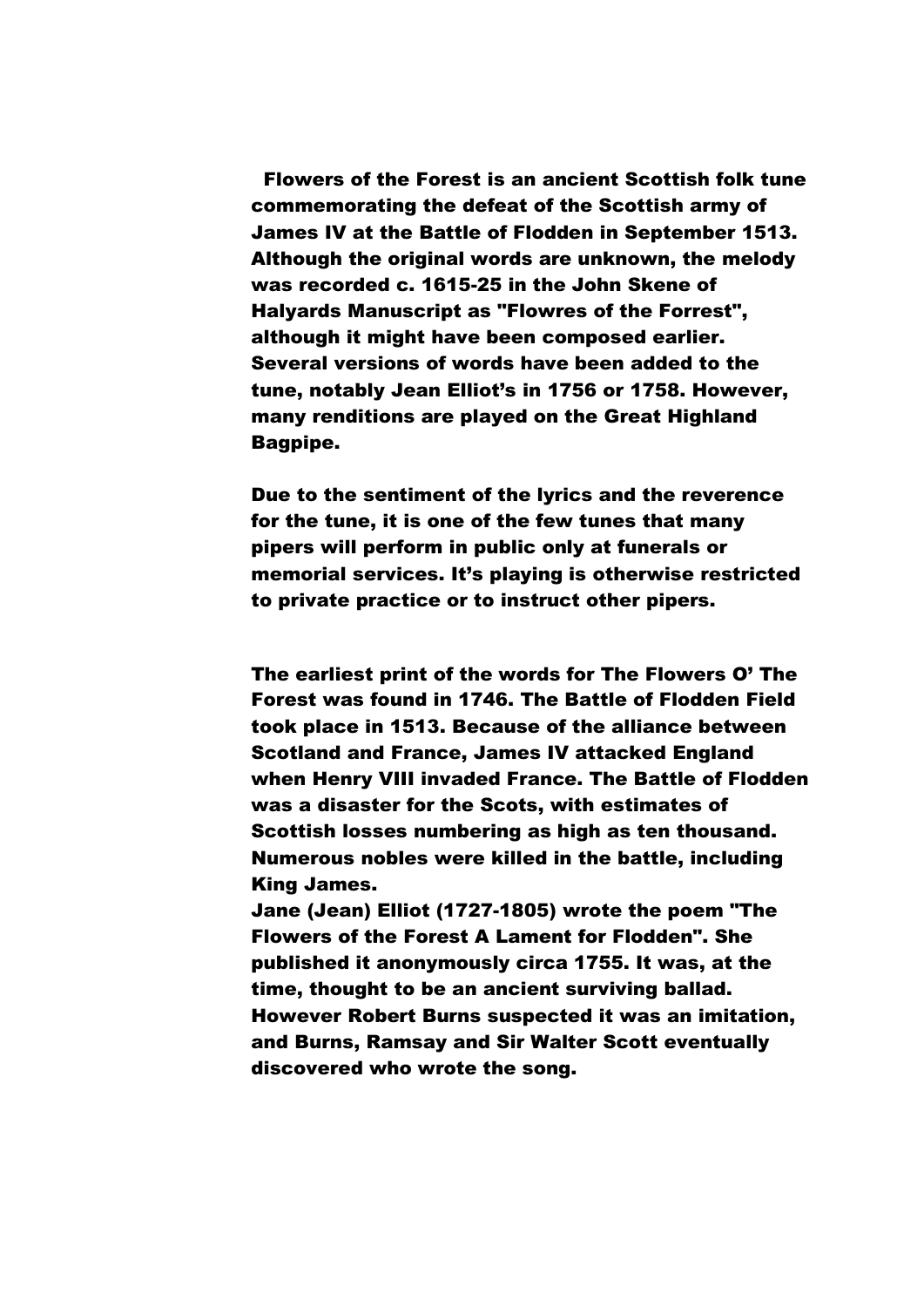**Flowers of the Forest is an ancient Scottish folk tune commemorating the defeat of the Scottish army of James IV at the Battle of Flodden in September 1513. Although the original words are unknown, the melody was recorded c. 1615-25 in the John Skene of Halyards Manuscript as "Flowres of the Forrest", although it might have been composed earlier. Several versions of words have been added to the tune, notably Jean Elliot's in 1756 or 1758. However, many renditions are played on the Great Highland Bagpipe.**

**Due to the sentiment of the lyrics and the reverence for the tune, it is one of the few tunes that many pipers will perform in public only at funerals or memorial services. It's playing is otherwise restricted to private practice or to instruct other pipers.**

**The earliest print of the words for The Flowers O' The Forest was found in 1746. The Battle of Flodden Field took place in 1513. Because of the alliance between Scotland and France, James IV attacked England when Henry VIII invaded France. The Battle of Flodden was a disaster for the Scots, with estimates of Scottish losses numbering as high as ten thousand. Numerous nobles were killed in the battle, including King James.**

**Jane (Jean) Elliot (1727-1805) wrote the poem "The Flowers of the Forest A Lament for Flodden". She published it anonymously circa 1755. It was, at the time, thought to be an ancient surviving ballad. However Robert Burns suspected it was an imitation, and Burns, Ramsay and Sir Walter Scott eventually discovered who wrote the song.**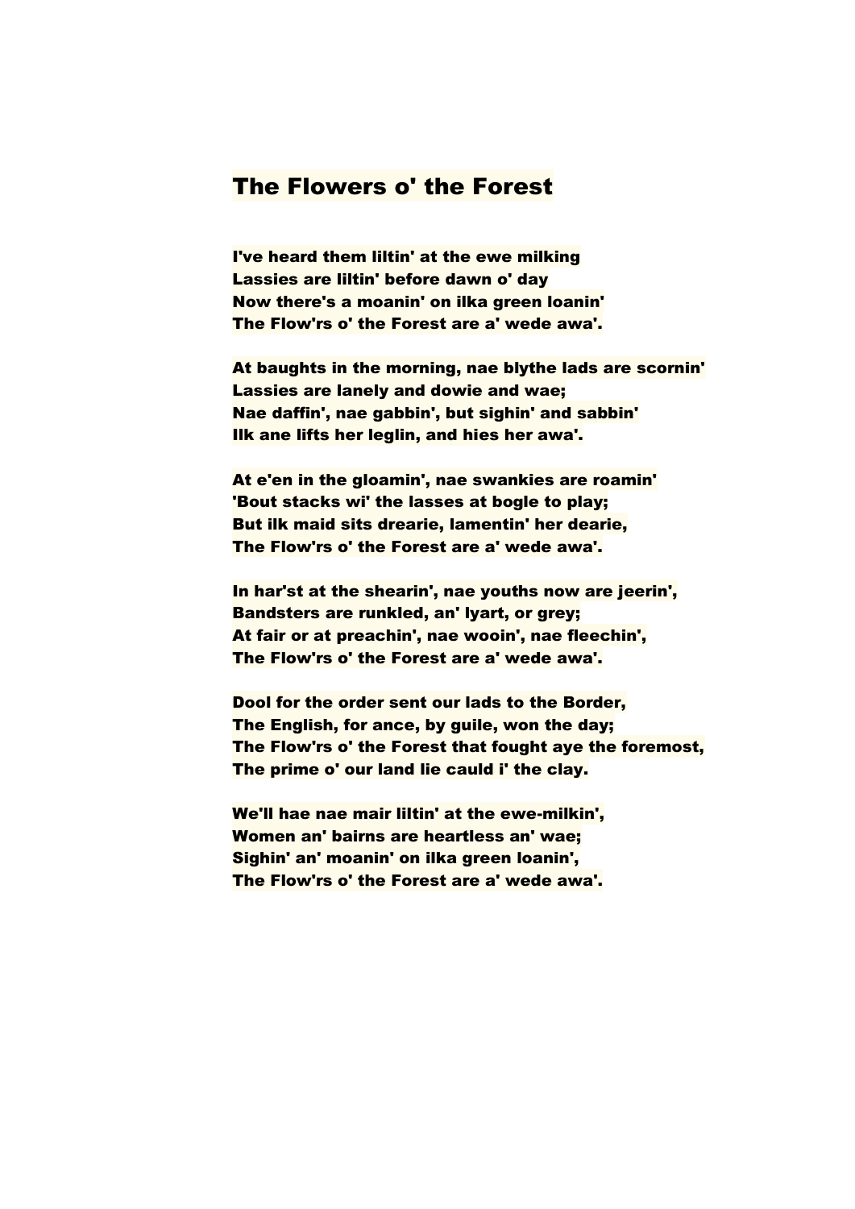# The Flowers o' the Forest

I've heard them liltin' at the ewe milking
Lassies are liltin' before dawn o' day
Now there's a moanin' on ilka green loanin'
The Flow'rs o' the Forest are a' wede awa'.

At baughts in the morning, nae blythe lads are scornin'
Lassies are lanely and dowie and wae;
Nae daffin', nae gabbin', but sighin' and sabbin'
Ilk ane lifts her leglin, and hies her awa'.

At e'en in the gloamin', nae swankies are roamin'
'Bout stacks wi' the lasses at bogle to play;
But ilk maid sits drearie, lamentin' her dearie,
The Flow'rs o' the Forest are a' wede awa'.

In har'st at the shearin', nae youths now are jeerin',
Bandsters are runkled, an' lyart, or grey;
At fair or at preachin', nae wooin', nae fleechin',
The Flow'rs o' the Forest are a' wede awa'.

Dool for the order sent our lads to the Border,
The English, for ance, by guile, won the day;
The Flow'rs o' the Forest that fought aye the foremost,
The prime o' our land lie cauld i' the clay.

We'll hae nae mair liltin' at the ewe-milkin',
Women an' bairns are heartless an' wae;
Sighin' an' moanin' on ilka green loanin',
The Flow'rs o' the Forest are a' wede awa'.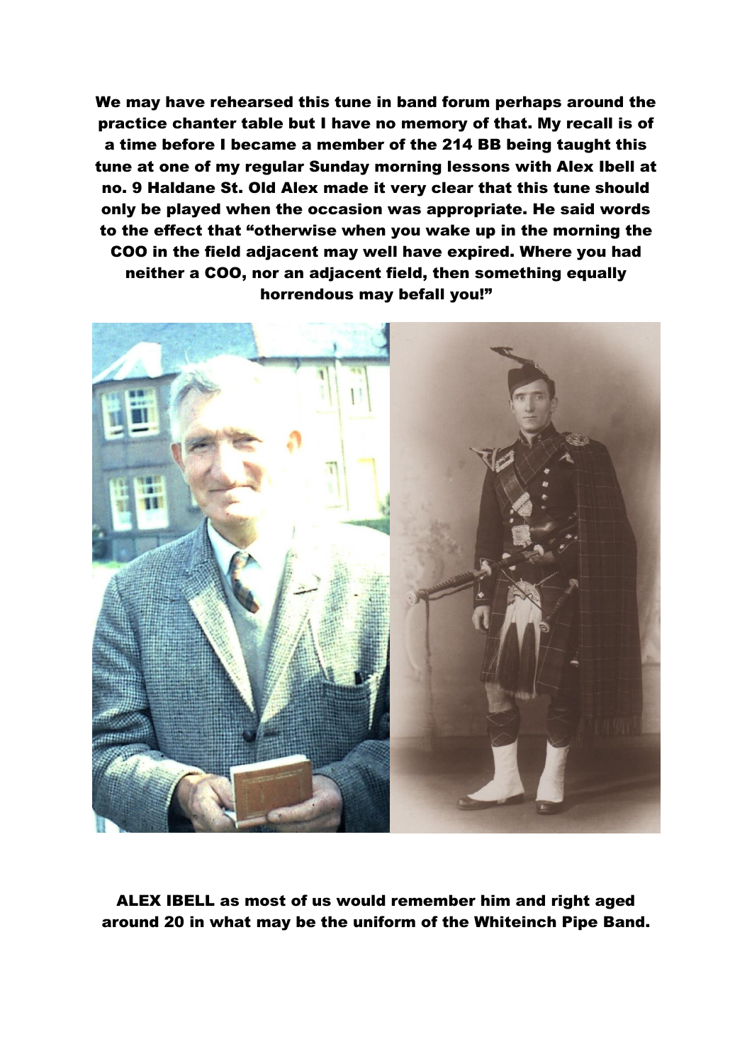**We may have rehearsed this tune in band forum perhaps around the practice chanter table but I have no memory of that. My recall is of a time before I became a member of the 214 BB being taught this tune at one of my regular Sunday morning lessons with Alex Ibell at no. 9 Haldane St. Old Alex made it very clear that this tune should only be played when the occasion was appropriate. He said words to the effect that "otherwise when you wake up in the morning the COO in the field adjacent may well have expired. Where you had neither a COO, nor an adjacent field, then something equally horrendous may befall you!"**

**ALEX IBELL as most of us would remember him and right aged around 20 in what may be the uniform of the Whiteinch Pipe Band.**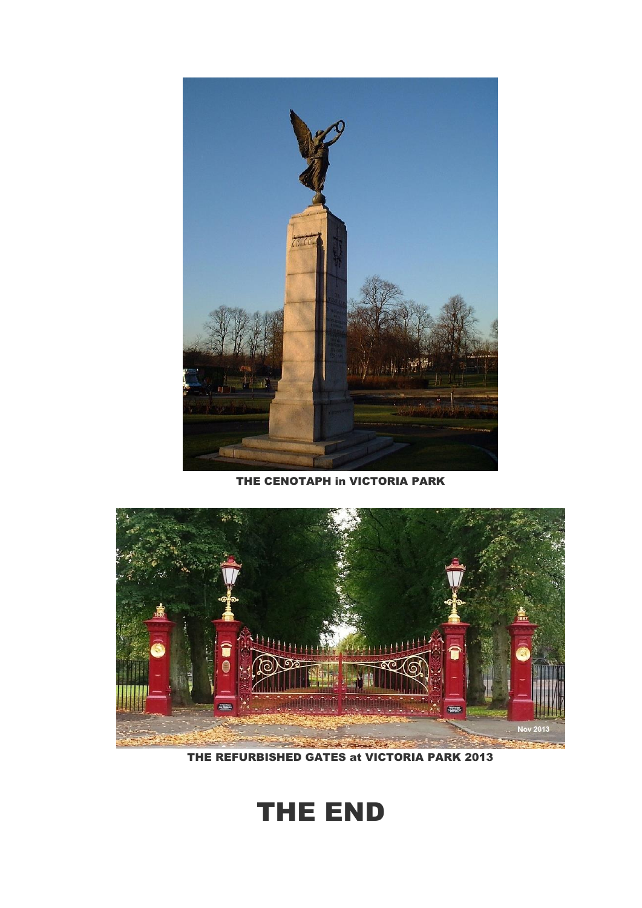THE CENOTAPH in VICTORIA PARK

THE REFURBISHED GATES at VICTORIA PARK 2013

# THE END